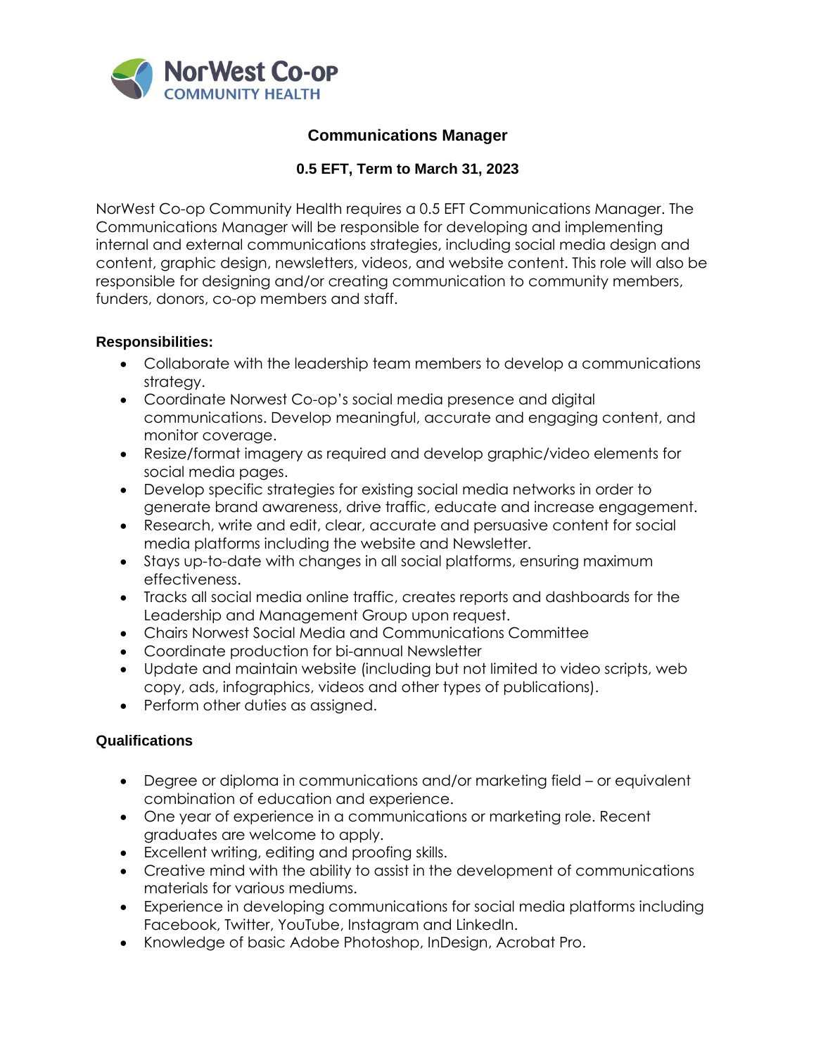NorWest Co-op
COMMUNITY HEALTH

## Communications Manager

### 0.5 EFT, Term to March 31, 2023

NorWest Co-op Community Health requires a 0.5 EFT Communications Manager. The Communications Manager will be responsible for developing and implementing internal and external communications strategies, including social media design and content, graphic design, newsletters, videos, and website content. This role will also be responsible for designing and/or creating communication to community members, funders, donors, co-op members and staff.

**Responsibilities:**

- Collaborate with the leadership team members to develop a communications strategy.
- Coordinate Norwest Co-op's social media presence and digital communications. Develop meaningful, accurate and engaging content, and monitor coverage.
- Resize/format imagery as required and develop graphic/video elements for social media pages.
- Develop specific strategies for existing social media networks in order to generate brand awareness, drive traffic, educate and increase engagement.
- Research, write and edit, clear, accurate and persuasive content for social media platforms including the website and Newsletter.
- Stays up-to-date with changes in all social platforms, ensuring maximum effectiveness.
- Tracks all social media online traffic, creates reports and dashboards for the Leadership and Management Group upon request.
- Chairs Norwest Social Media and Communications Committee
- Coordinate production for bi-annual Newsletter
- Update and maintain website (including but not limited to video scripts, web copy, ads, infographics, videos and other types of publications).
- Perform other duties as assigned.

**Qualifications**

- Degree or diploma in communications and/or marketing field – or equivalent combination of education and experience.
- One year of experience in a communications or marketing role. Recent graduates are welcome to apply.
- Excellent writing, editing and proofing skills.
- Creative mind with the ability to assist in the development of communications materials for various mediums.
- Experience in developing communications for social media platforms including Facebook, Twitter, YouTube, Instagram and LinkedIn.
- Knowledge of basic Adobe Photoshop, InDesign, Acrobat Pro.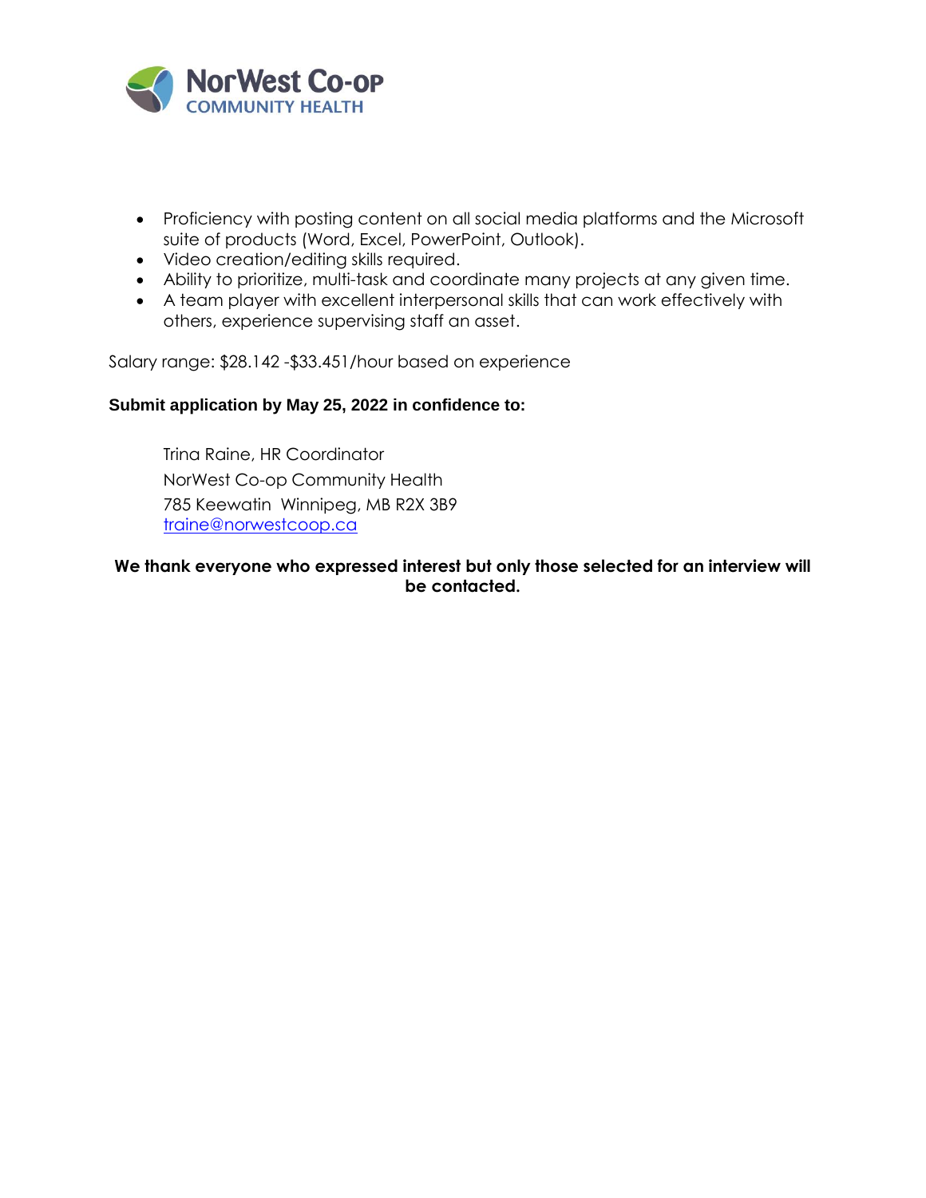- Proficiency with posting content on all social media platforms and the Microsoft suite of products (Word, Excel, PowerPoint, Outlook).
- Video creation/editing skills required.
- Ability to prioritize, multi-task and coordinate many projects at any given time.
- A team player with excellent interpersonal skills that can work effectively with others, experience supervising staff an asset.

Salary range: $28.142 -$33.451/hour based on experience

**Submit application by May 25, 2022 in confidence to:**

Trina Raine, HR Coordinator
NorWest Co-op Community Health
785 Keewatin Winnipeg, MB R2X 3B9
traine@norwestcoop.ca

**We thank everyone who expressed interest but only those selected for an interview will be contacted.**